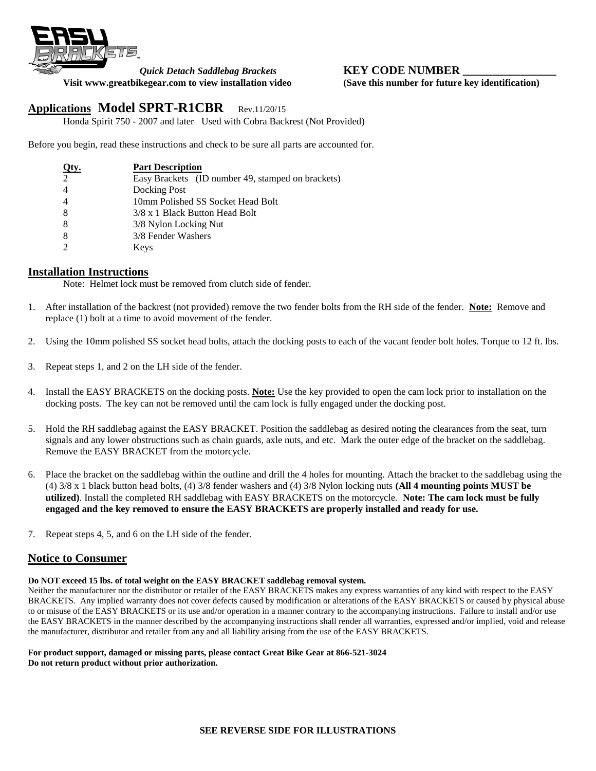*Quick Detach Saddlebag Brackets*

**Visit www.greatbikegear.com to view installation video**

**KEY CODE NUMBER \_\_\_\_\_\_\_\_\_\_\_\_\_\_\_\_**

**(Save this number for future key identification)**

## Applications Model SPRT-R1CBR Rev.11/20/15

Honda Spirit 750 - 2007 and later Used with Cobra Backrest (Not Provided)

Before you begin, read these instructions and check to be sure all parts are accounted for.

| Qty. | Part Description |
|---|---|
| 2 | Easy Brackets (ID number 49, stamped on brackets) |
| 4 | Docking Post |
| 4 | 10mm Polished SS Socket Head Bolt |
| 8 | 3/8 x 1 Black Button Head Bolt |
| 8 | 3/8 Nylon Locking Nut |
| 8 | 3/8 Fender Washers |
| 2 | Keys |

## Installation Instructions

Note: Helmet lock must be removed from clutch side of fender.

1. After installation of the backrest (not provided) remove the two fender bolts from the RH side of the fender. **Note:** Remove and replace (1) bolt at a time to avoid movement of the fender.
2. Using the 10mm polished SS socket head bolts, attach the docking posts to each of the vacant fender bolt holes. Torque to 12 ft. lbs.
3. Repeat steps 1, and 2 on the LH side of the fender.
4. Install the EASY BRACKETS on the docking posts. **Note:** Use the key provided to open the cam lock prior to installation on the docking posts. The key can not be removed until the cam lock is fully engaged under the docking post.
5. Hold the RH saddlebag against the EASY BRACKET. Position the saddlebag as desired noting the clearances from the seat, turn signals and any lower obstructions such as chain guards, axle nuts, and etc. Mark the outer edge of the bracket on the saddlebag. Remove the EASY BRACKET from the motorcycle.
6. Place the bracket on the saddlebag within the outline and drill the 4 holes for mounting. Attach the bracket to the saddlebag using the (4) 3/8 x 1 black button head bolts, (4) 3/8 fender washers and (4) 3/8 Nylon locking nuts **(All 4 mounting points MUST be utilized)**. Install the completed RH saddlebag with EASY BRACKETS on the motorcycle. **Note: The cam lock must be fully engaged and the key removed to ensure the EASY BRACKETS are properly installed and ready for use.**
7. Repeat steps 4, 5, and 6 on the LH side of the fender.

## Notice to Consumer

**Do NOT exceed 15 lbs. of total weight on the EASY BRACKET saddlebag removal system.**

Neither the manufacturer nor the distributor or retailer of the EASY BRACKETS makes any express warranties of any kind with respect to the EASY BRACKETS. Any implied warranty does not cover defects caused by modification or alterations of the EASY BRACKETS or caused by physical abuse to or misuse of the EASY BRACKETS or its use and/or operation in a manner contrary to the accompanying instructions. Failure to install and/or use the EASY BRACKETS in the manner described by the accompanying instructions shall render all warranties, expressed and/or implied, void and release the manufacturer, distributor and retailer from any and all liability arising from the use of the EASY BRACKETS.

**For product support, damaged or missing parts, please contact Great Bike Gear at 866-521-3024**
**Do not return product without prior authorization.**

**SEE REVERSE SIDE FOR ILLUSTRATIONS**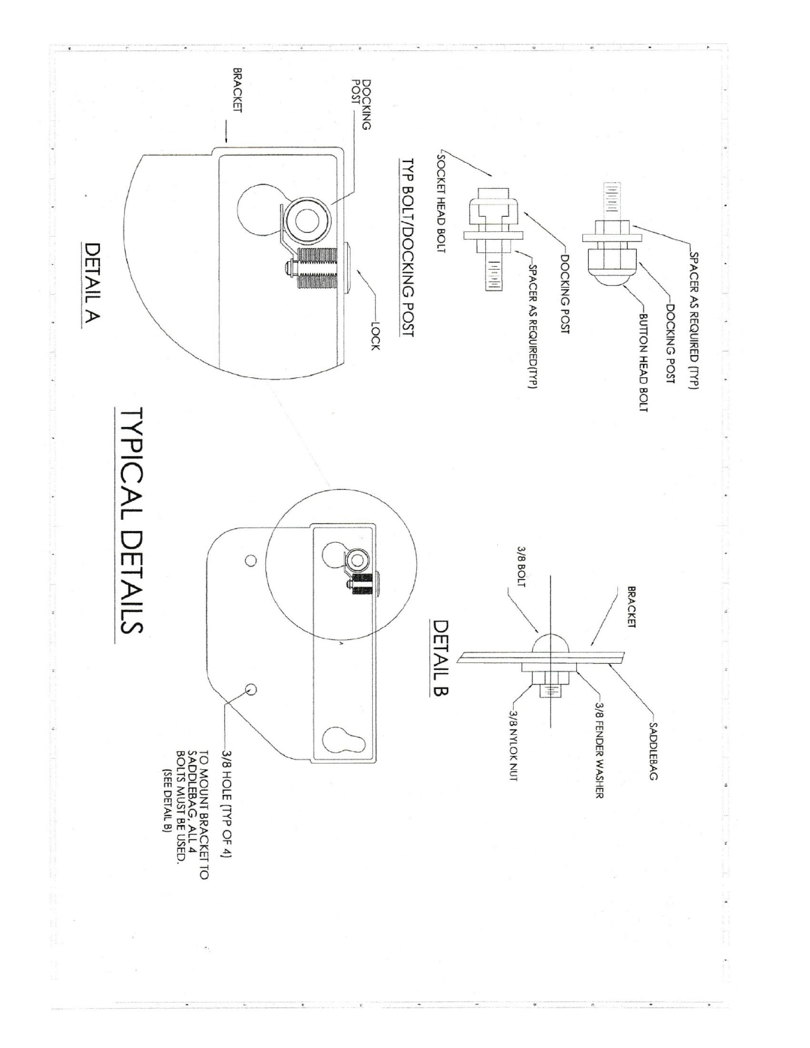# TYPICAL DETAILS

## TYP BOLT/DOCKING POST

SPACER AS REQUIRED (TYP)

DOCKING POST

BUTTON HEAD BOLT

DOCKING POST

SPACER AS REQUIRED(TYP)

SOCKET HEAD BOLT

## DETAIL A

DOCKING POST

BRACKET

LOCK

## DETAIL B

BRACKET

SADDLEBAG

3/8 BOLT

3/8 FENDER WASHER

3/8 NYLOK NUT

3/8 HOLE (TYP OF 4)

TO MOUNT BRACKET TO SADDLEBAG, ALL 4 BOLTS MUST BE USED. (SEE DETAIL B)